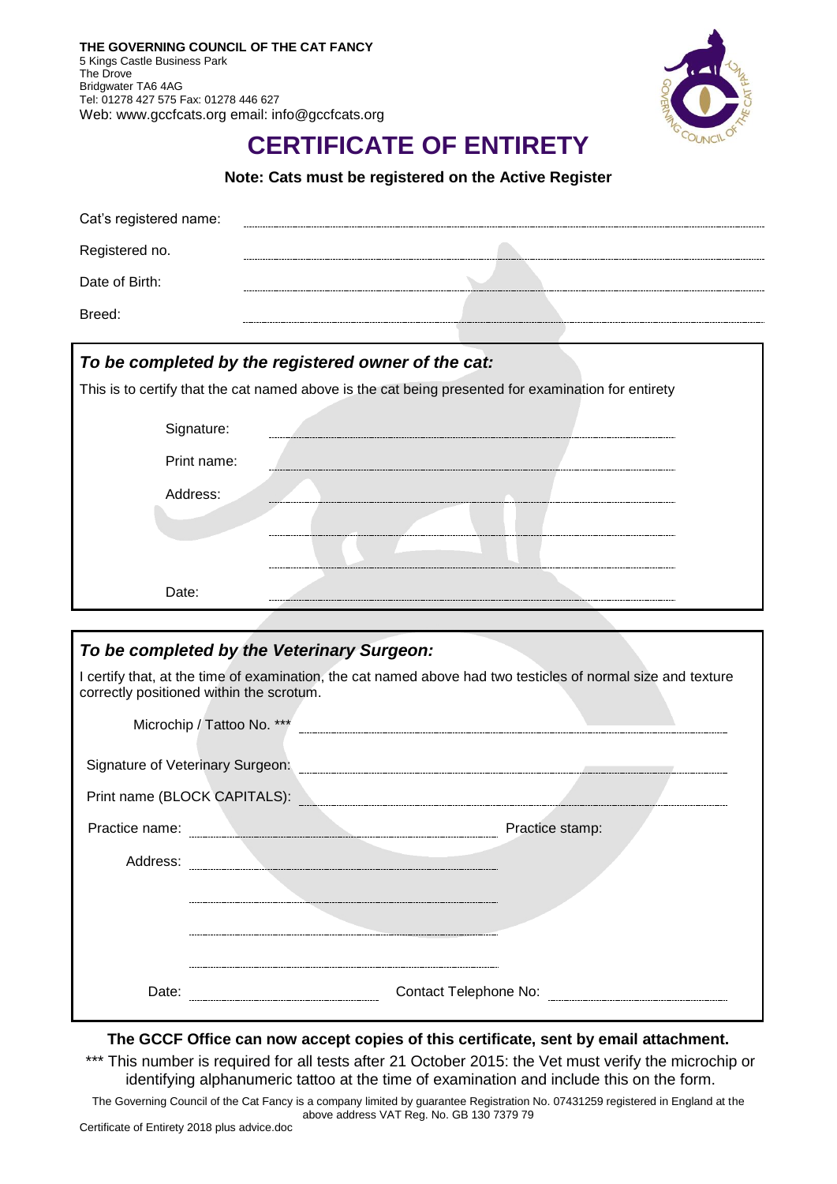**THE GOVERNING COUNCIL OF THE CAT FANCY**
5 Kings Castle Business Park
The Drove
Bridgwater TA6 4AG
Tel: 01278 427 575 Fax: 01278 446 627
Web: www.gccfcats.org email: info@gccfcats.org

# CERTIFICATE OF ENTIRETY

**Note: Cats must be registered on the Active Register**

Cat's registered name: ..................................................

Registered no. ..................................................

Date of Birth: ..................................................

Breed: ..................................................

### *To be completed by the registered owner of the cat:*

This is to certify that the cat named above is the cat being presented for examination for entirety

Signature: ..................................................

Print name: ..................................................

Address: ..................................................

..................................................

..................................................

Date: ..................................................

### *To be completed by the Veterinary Surgeon:*

I certify that, at the time of examination, the cat named above had two testicles of normal size and texture correctly positioned within the scrotum.

Microchip / Tattoo No. *** ..................................................

Signature of Veterinary Surgeon: ..................................................

Print name (BLOCK CAPITALS): ..................................................

Practice name: .................................................. Practice stamp:

Address: ..................................................

..................................................

..................................................

..................................................

Date: .................................................. Contact Telephone No: ..................................................

**The GCCF Office can now accept copies of this certificate, sent by email attachment.**

*** This number is required for all tests after 21 October 2015: the Vet must verify the microchip or identifying alphanumeric tattoo at the time of examination and include this on the form.

The Governing Council of the Cat Fancy is a company limited by guarantee Registration No. 07431259 registered in England at the above address VAT Reg. No. GB 130 7379 79

Certificate of Entirety 2018 plus advice.doc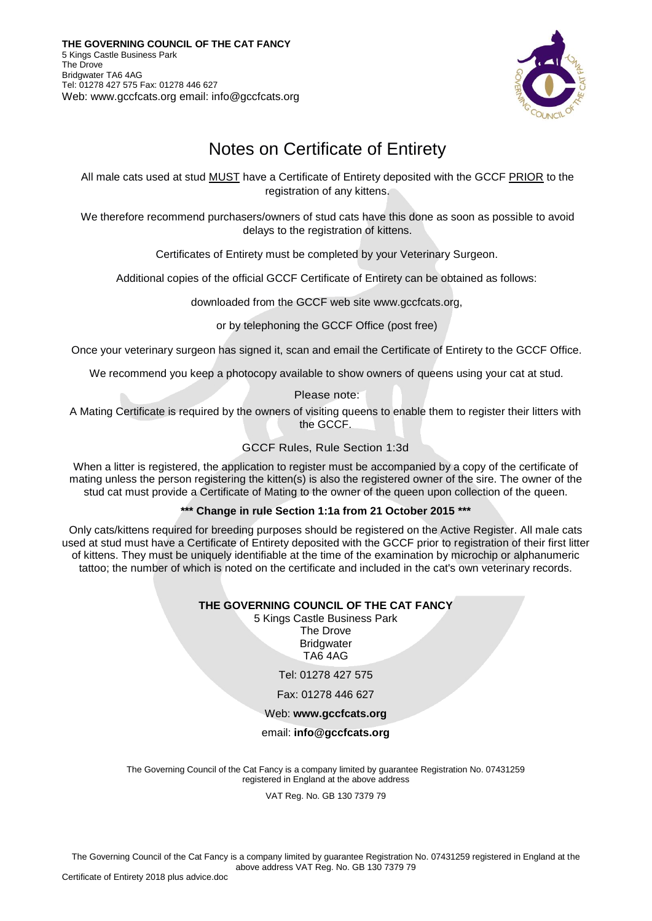**THE GOVERNING COUNCIL OF THE CAT FANCY**
5 Kings Castle Business Park
The Drove
Bridgwater TA6 4AG
Tel: 01278 427 575 Fax: 01278 446 627
Web: www.gccfcats.org email: info@gccfcats.org

# Notes on Certificate of Entirety

All male cats used at stud MUST have a Certificate of Entirety deposited with the GCCF PRIOR to the registration of any kittens.

We therefore recommend purchasers/owners of stud cats have this done as soon as possible to avoid delays to the registration of kittens.

Certificates of Entirety must be completed by your Veterinary Surgeon.

Additional copies of the official GCCF Certificate of Entirety can be obtained as follows:

downloaded from the GCCF web site www.gccfcats.org,

or by telephoning the GCCF Office (post free)

Once your veterinary surgeon has signed it, scan and email the Certificate of Entirety to the GCCF Office.

We recommend you keep a photocopy available to show owners of queens using your cat at stud.

Please note:

A Mating Certificate is required by the owners of visiting queens to enable them to register their litters with the GCCF.

GCCF Rules, Rule Section 1:3d

When a litter is registered, the application to register must be accompanied by a copy of the certificate of mating unless the person registering the kitten(s) is also the registered owner of the sire. The owner of the stud cat must provide a Certificate of Mating to the owner of the queen upon collection of the queen.

**\*\*\* Change in rule Section 1:1a from 21 October 2015 \*\*\***

Only cats/kittens required for breeding purposes should be registered on the Active Register. All male cats used at stud must have a Certificate of Entirety deposited with the GCCF prior to registration of their first litter of kittens. They must be uniquely identifiable at the time of the examination by microchip or alphanumeric tattoo; the number of which is noted on the certificate and included in the cat's own veterinary records.

**THE GOVERNING COUNCIL OF THE CAT FANCY**
5 Kings Castle Business Park
The Drove
Bridgwater
TA6 4AG

Tel: 01278 427 575

Fax: 01278 446 627

Web: **www.gccfcats.org**

email: **info@gccfcats.org**

The Governing Council of the Cat Fancy is a company limited by guarantee Registration No. 07431259 registered in England at the above address

VAT Reg. No. GB 130 7379 79